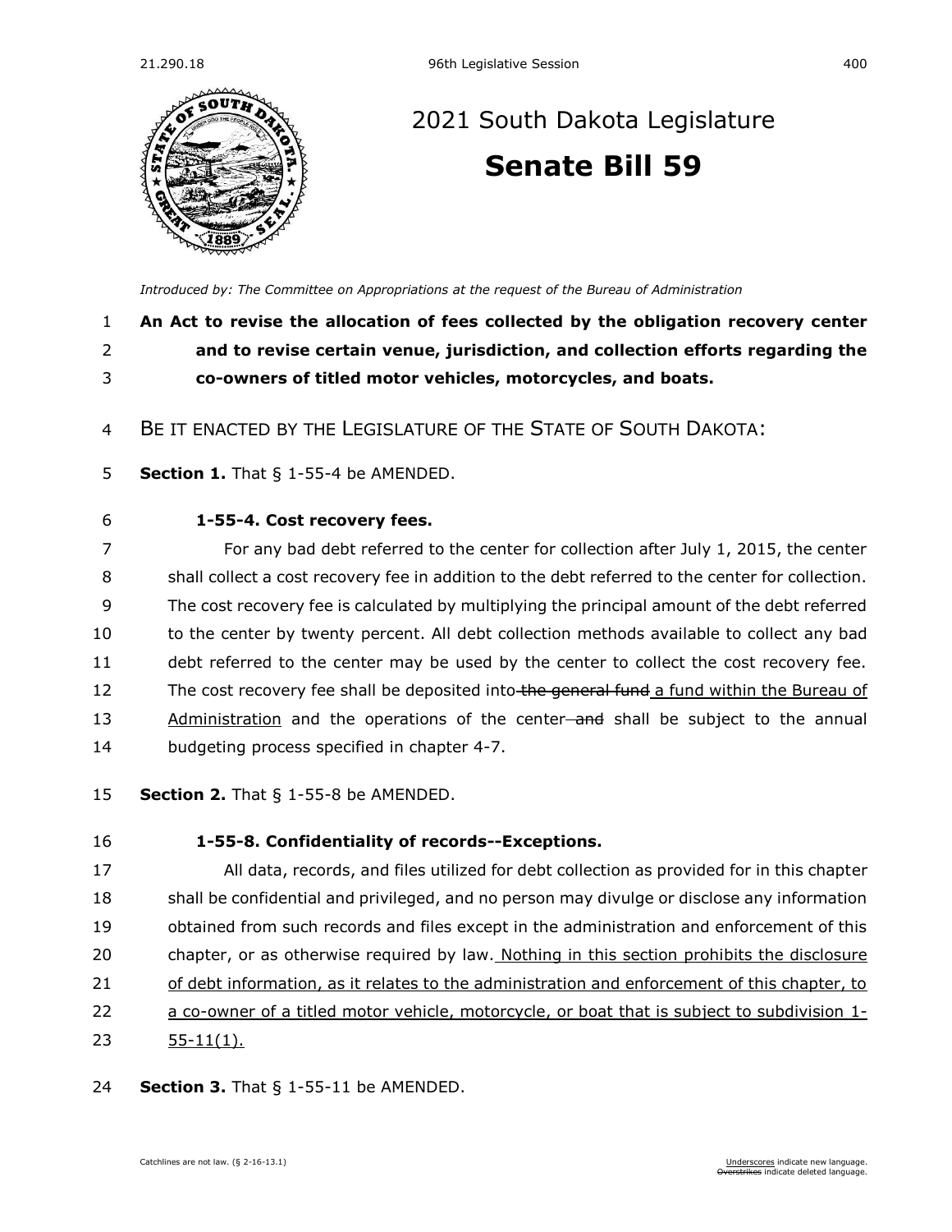# 2021 South Dakota Legislature

# Senate Bill 59

*Introduced by: The Committee on Appropriations at the request of the Bureau of Administration*

**An Act to revise the allocation of fees collected by the obligation recovery center and to revise certain venue, jurisdiction, and collection efforts regarding the co-owners of titled motor vehicles, motorcycles, and boats.**

BE IT ENACTED BY THE LEGISLATURE OF THE STATE OF SOUTH DAKOTA:

**Section 1.** That § 1-55-4 be AMENDED.

**1-55-4. Cost recovery fees.**

For any bad debt referred to the center for collection after July 1, 2015, the center shall collect a cost recovery fee in addition to the debt referred to the center for collection. The cost recovery fee is calculated by multiplying the principal amount of the debt referred to the center by twenty percent. All debt collection methods available to collect any bad debt referred to the center may be used by the center to collect the cost recovery fee. The cost recovery fee shall be deposited into ~~the general fund~~ a fund within the Bureau of Administration and the operations of the center ~~and~~ shall be subject to the annual budgeting process specified in chapter 4-7.

**Section 2.** That § 1-55-8 be AMENDED.

**1-55-8. Confidentiality of records--Exceptions.**

All data, records, and files utilized for debt collection as provided for in this chapter shall be confidential and privileged, and no person may divulge or disclose any information obtained from such records and files except in the administration and enforcement of this chapter, or as otherwise required by law. Nothing in this section prohibits the disclosure of debt information, as it relates to the administration and enforcement of this chapter, to a co-owner of a titled motor vehicle, motorcycle, or boat that is subject to subdivision 1-55-11(1).

**Section 3.** That § 1-55-11 be AMENDED.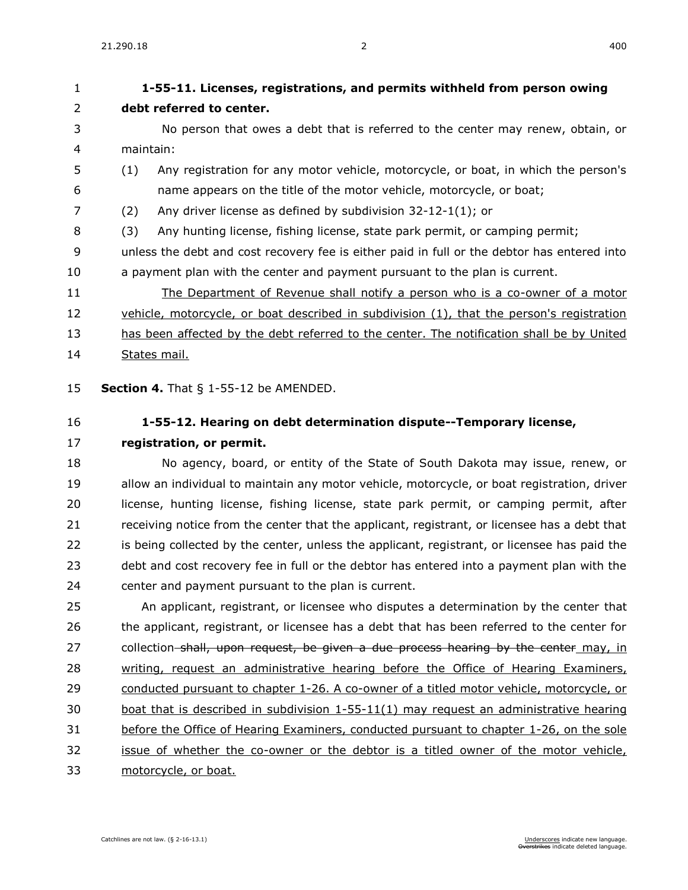**1-55-11. Licenses, registrations, and permits withheld from person owing debt referred to center.**

No person that owes a debt that is referred to the center may renew, obtain, or maintain:

(1) Any registration for any motor vehicle, motorcycle, or boat, in which the person's name appears on the title of the motor vehicle, motorcycle, or boat;

(2) Any driver license as defined by subdivision 32-12-1(1); or

(3) Any hunting license, fishing license, state park permit, or camping permit;

unless the debt and cost recovery fee is either paid in full or the debtor has entered into a payment plan with the center and payment pursuant to the plan is current.

<u>The Department of Revenue shall notify a person who is a co-owner of a motor vehicle, motorcycle, or boat described in subdivision (1), that the person's registration has been affected by the debt referred to the center. The notification shall be by United States mail.</u>

**Section 4.** That § 1-55-12 be AMENDED.

**1-55-12. Hearing on debt determination dispute--Temporary license, registration, or permit.**

No agency, board, or entity of the State of South Dakota may issue, renew, or allow an individual to maintain any motor vehicle, motorcycle, or boat registration, driver license, hunting license, fishing license, state park permit, or camping permit, after receiving notice from the center that the applicant, registrant, or licensee has a debt that is being collected by the center, unless the applicant, registrant, or licensee has paid the debt and cost recovery fee in full or the debtor has entered into a payment plan with the center and payment pursuant to the plan is current.

An applicant, registrant, or licensee who disputes a determination by the center that the applicant, registrant, or licensee has a debt that has been referred to the center for collection ~~shall, upon request, be given a due process hearing by the center~~ <u>may, in writing, request an administrative hearing before the Office of Hearing Examiners, conducted pursuant to chapter 1-26. A co-owner of a titled motor vehicle, motorcycle, or boat that is described in subdivision 1-55-11(1) may request an administrative hearing before the Office of Hearing Examiners, conducted pursuant to chapter 1-26, on the sole issue of whether the co-owner or the debtor is a titled owner of the motor vehicle, motorcycle, or boat.</u>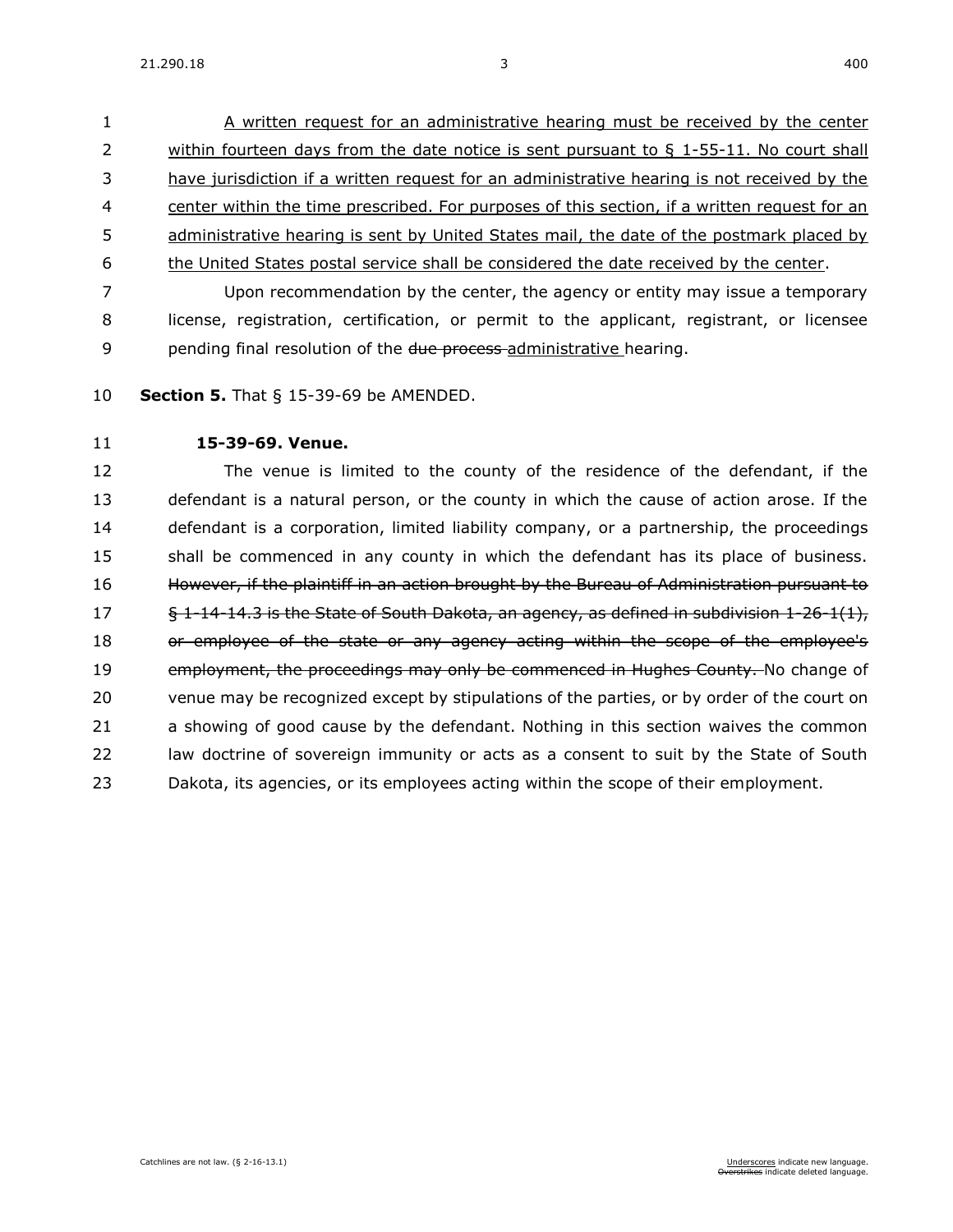A written request for an administrative hearing must be received by the center within fourteen days from the date notice is sent pursuant to § 1-55-11. No court shall have jurisdiction if a written request for an administrative hearing is not received by the center within the time prescribed. For purposes of this section, if a written request for an administrative hearing is sent by United States mail, the date of the postmark placed by the United States postal service shall be considered the date received by the center.

Upon recommendation by the center, the agency or entity may issue a temporary license, registration, certification, or permit to the applicant, registrant, or licensee pending final resolution of the ~~due process~~ administrative hearing.

**Section 5.** That § 15-39-69 be AMENDED.

**15-39-69. Venue.**

The venue is limited to the county of the residence of the defendant, if the defendant is a natural person, or the county in which the cause of action arose. If the defendant is a corporation, limited liability company, or a partnership, the proceedings shall be commenced in any county in which the defendant has its place of business. ~~However, if the plaintiff in an action brought by the Bureau of Administration pursuant to § 1-14-14.3 is the State of South Dakota, an agency, as defined in subdivision 1-26-1(1), or employee of the state or any agency acting within the scope of the employee's employment, the proceedings may only be commenced in Hughes County.~~ No change of venue may be recognized except by stipulations of the parties, or by order of the court on a showing of good cause by the defendant. Nothing in this section waives the common law doctrine of sovereign immunity or acts as a consent to suit by the State of South Dakota, its agencies, or its employees acting within the scope of their employment.